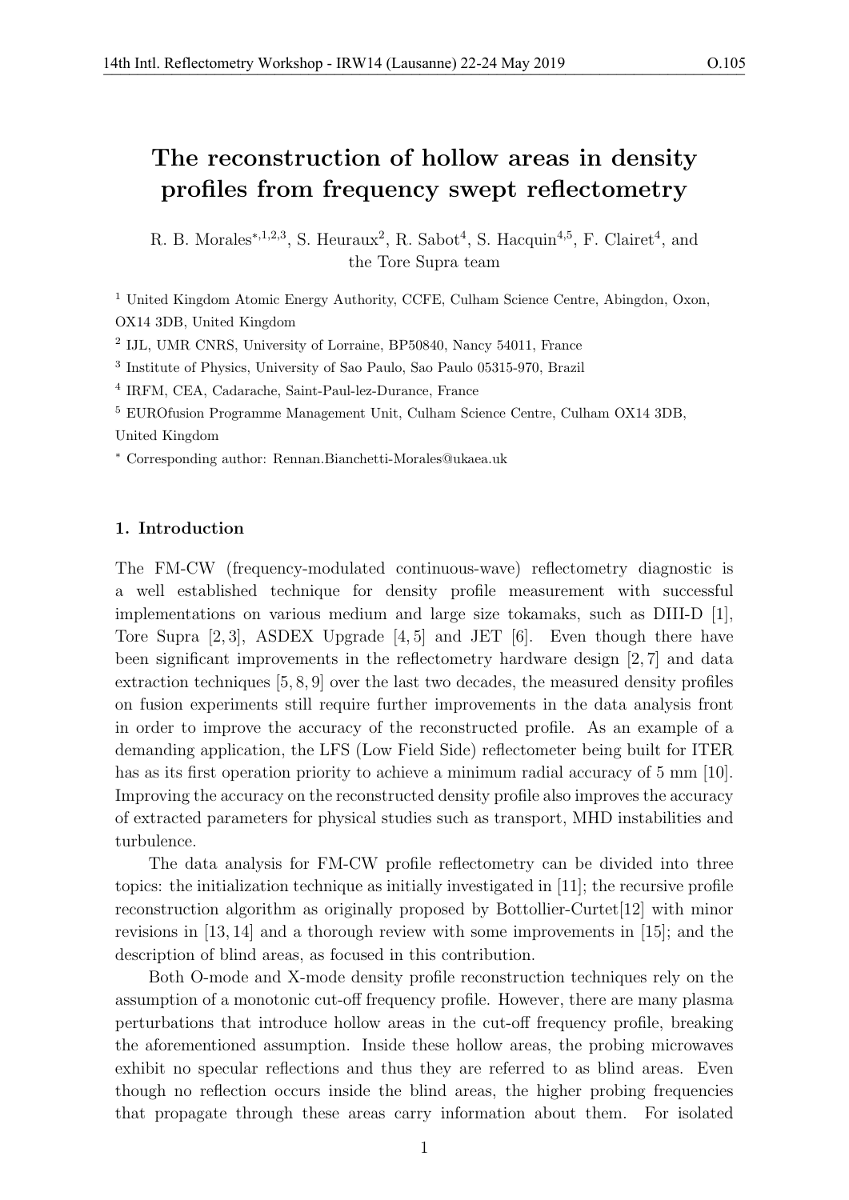# The reconstruction of hollow areas in density profiles from frequency swept reflectometry

R. B. Morales[*,1,2,3], S. Heuraux[2], R. Sabot[4], S. Hacquin[4,5], F. Clairet[4], and the Tore Supra team

[1] United Kingdom Atomic Energy Authority, CCFE, Culham Science Centre, Abingdon, Oxon, OX14 3DB, United Kingdom

[2] IJL, UMR CNRS, University of Lorraine, BP50840, Nancy 54011, France

[3] Institute of Physics, University of Sao Paulo, Sao Paulo 05315-970, Brazil

[4] IRFM, CEA, Cadarache, Saint-Paul-lez-Durance, France

[5] EUROfusion Programme Management Unit, Culham Science Centre, Culham OX14 3DB, United Kingdom

[*] Corresponding author: Rennan.Bianchetti-Morales@ukaea.uk

## 1. Introduction

The FM-CW (frequency-modulated continuous-wave) reflectometry diagnostic is a well established technique for density profile measurement with successful implementations on various medium and large size tokamaks, such as DIII-D [1], Tore Supra [2, 3], ASDEX Upgrade [4, 5] and JET [6]. Even though there have been significant improvements in the reflectometry hardware design [2, 7] and data extraction techniques [5, 8, 9] over the last two decades, the measured density profiles on fusion experiments still require further improvements in the data analysis front in order to improve the accuracy of the reconstructed profile. As an example of a demanding application, the LFS (Low Field Side) reflectometer being built for ITER has as its first operation priority to achieve a minimum radial accuracy of 5 mm [10]. Improving the accuracy on the reconstructed density profile also improves the accuracy of extracted parameters for physical studies such as transport, MHD instabilities and turbulence.

The data analysis for FM-CW profile reflectometry can be divided into three topics: the initialization technique as initially investigated in [11]; the recursive profile reconstruction algorithm as originally proposed by Bottollier-Curtet[12] with minor revisions in [13, 14] and a thorough review with some improvements in [15]; and the description of blind areas, as focused in this contribution.

Both O-mode and X-mode density profile reconstruction techniques rely on the assumption of a monotonic cut-off frequency profile. However, there are many plasma perturbations that introduce hollow areas in the cut-off frequency profile, breaking the aforementioned assumption. Inside these hollow areas, the probing microwaves exhibit no specular reflections and thus they are referred to as blind areas. Even though no reflection occurs inside the blind areas, the higher probing frequencies that propagate through these areas carry information about them. For isolated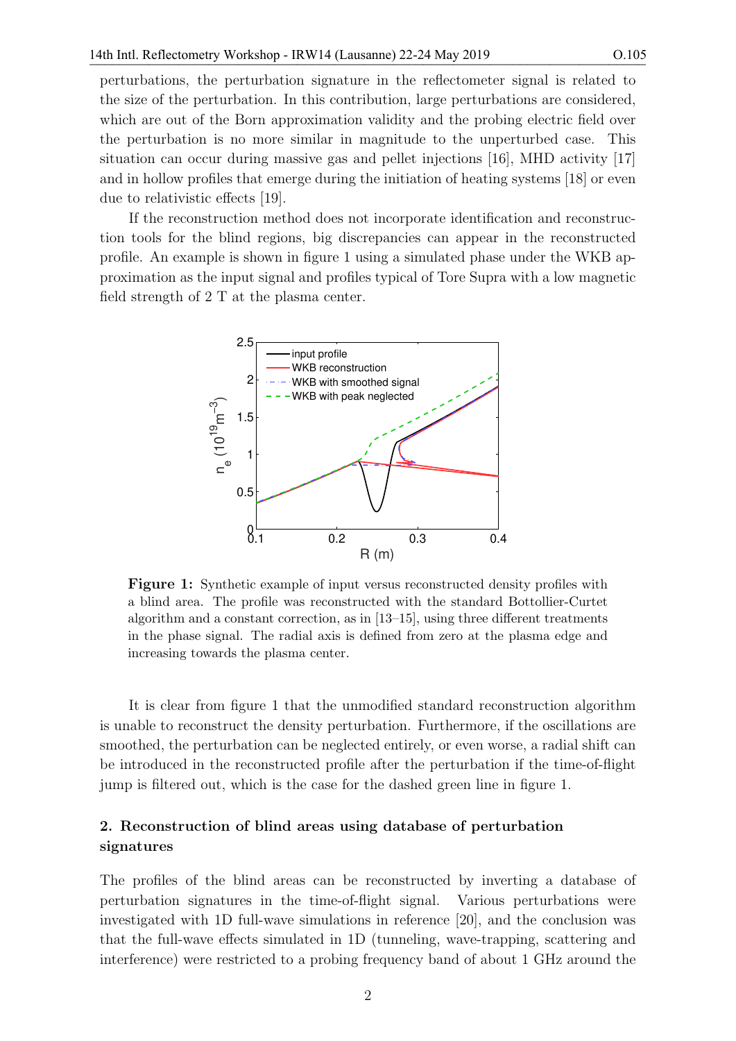perturbations, the perturbation signature in the reflectometer signal is related to the size of the perturbation. In this contribution, large perturbations are considered, which are out of the Born approximation validity and the probing electric field over the perturbation is no more similar in magnitude to the unperturbed case. This situation can occur during massive gas and pellet injections [16], MHD activity [17] and in hollow profiles that emerge during the initiation of heating systems [18] or even due to relativistic effects [19].

If the reconstruction method does not incorporate identification and reconstruction tools for the blind regions, big discrepancies can appear in the reconstructed profile. An example is shown in figure 1 using a simulated phase under the WKB approximation as the input signal and profiles typical of Tore Supra with a low magnetic field strength of 2 T at the plasma center.

**Figure 1:** Synthetic example of input versus reconstructed density profiles with a blind area. The profile was reconstructed with the standard Bottollier-Curtet algorithm and a constant correction, as in [13–15], using three different treatments in the phase signal. The radial axis is defined from zero at the plasma edge and increasing towards the plasma center.

It is clear from figure 1 that the unmodified standard reconstruction algorithm is unable to reconstruct the density perturbation. Furthermore, if the oscillations are smoothed, the perturbation can be neglected entirely, or even worse, a radial shift can be introduced in the reconstructed profile after the perturbation if the time-of-flight jump is filtered out, which is the case for the dashed green line in figure 1.

## 2. Reconstruction of blind areas using database of perturbation signatures

The profiles of the blind areas can be reconstructed by inverting a database of perturbation signatures in the time-of-flight signal. Various perturbations were investigated with 1D full-wave simulations in reference [20], and the conclusion was that the full-wave effects simulated in 1D (tunneling, wave-trapping, scattering and interference) were restricted to a probing frequency band of about 1 GHz around the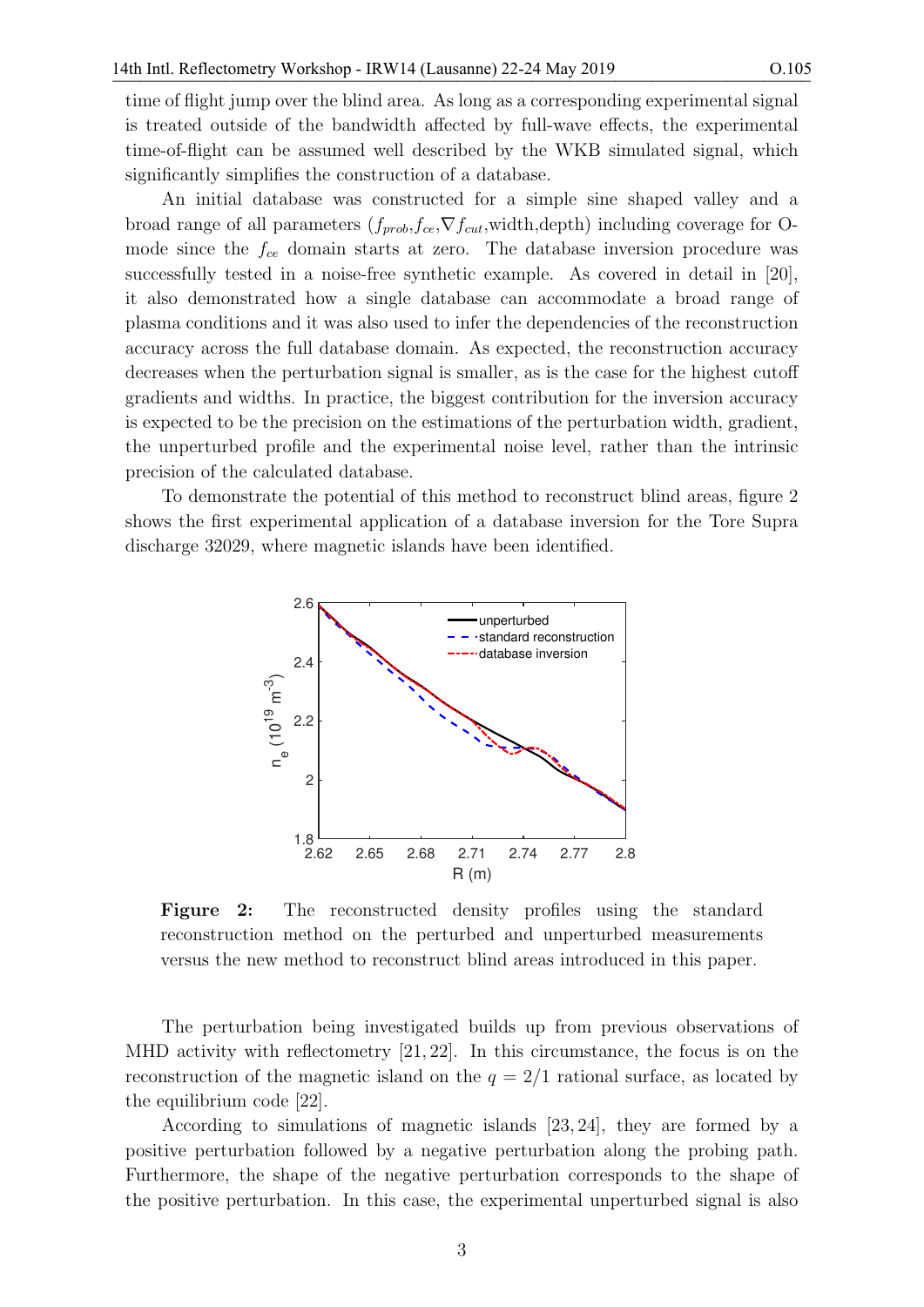time of flight jump over the blind area. As long as a corresponding experimental signal is treated outside of the bandwidth affected by full-wave effects, the experimental time-of-flight can be assumed well described by the WKB simulated signal, which significantly simplifies the construction of a database.

An initial database was constructed for a simple sine shaped valley and a broad range of all parameters ($f_{prob}$,$f_{ce}$,$\nabla f_{cut}$,width,depth) including coverage for O-mode since the $f_{ce}$ domain starts at zero. The database inversion procedure was successfully tested in a noise-free synthetic example. As covered in detail in [20], it also demonstrated how a single database can accommodate a broad range of plasma conditions and it was also used to infer the dependencies of the reconstruction accuracy across the full database domain. As expected, the reconstruction accuracy decreases when the perturbation signal is smaller, as is the case for the highest cutoff gradients and widths. In practice, the biggest contribution for the inversion accuracy is expected to be the precision on the estimations of the perturbation width, gradient, the unperturbed profile and the experimental noise level, rather than the intrinsic precision of the calculated database.

To demonstrate the potential of this method to reconstruct blind areas, figure 2 shows the first experimental application of a database inversion for the Tore Supra discharge 32029, where magnetic islands have been identified.

**Figure 2:** The reconstructed density profiles using the standard reconstruction method on the perturbed and unperturbed measurements versus the new method to reconstruct blind areas introduced in this paper.

The perturbation being investigated builds up from previous observations of MHD activity with reflectometry [21, 22]. In this circumstance, the focus is on the reconstruction of the magnetic island on the $q = 2/1$ rational surface, as located by the equilibrium code [22].

According to simulations of magnetic islands [23, 24], they are formed by a positive perturbation followed by a negative perturbation along the probing path. Furthermore, the shape of the negative perturbation corresponds to the shape of the positive perturbation. In this case, the experimental unperturbed signal is also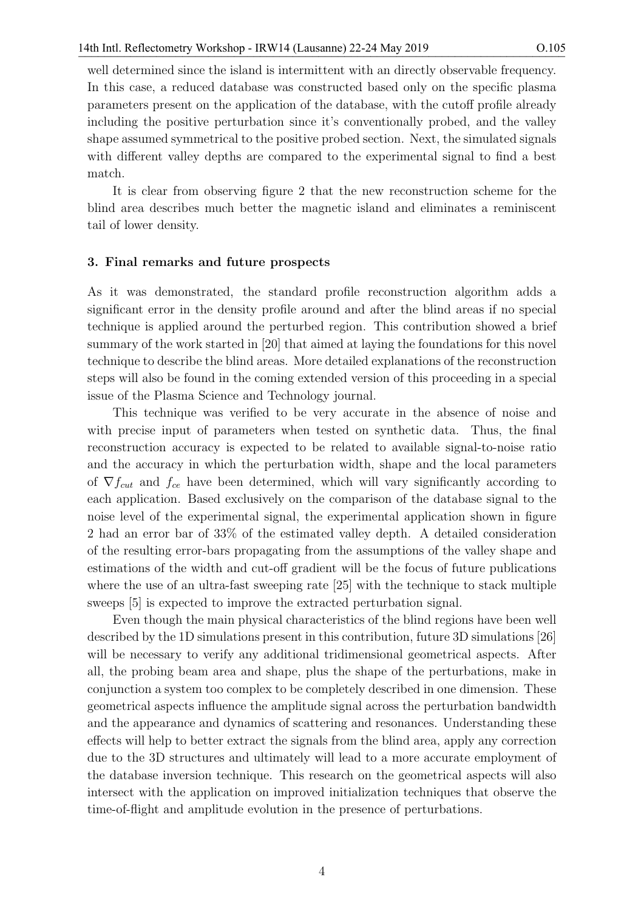well determined since the island is intermittent with an directly observable frequency. In this case, a reduced database was constructed based only on the specific plasma parameters present on the application of the database, with the cutoff profile already including the positive perturbation since it's conventionally probed, and the valley shape assumed symmetrical to the positive probed section. Next, the simulated signals with different valley depths are compared to the experimental signal to find a best match.

It is clear from observing figure 2 that the new reconstruction scheme for the blind area describes much better the magnetic island and eliminates a reminiscent tail of lower density.

### 3. Final remarks and future prospects

As it was demonstrated, the standard profile reconstruction algorithm adds a significant error in the density profile around and after the blind areas if no special technique is applied around the perturbed region. This contribution showed a brief summary of the work started in [20] that aimed at laying the foundations for this novel technique to describe the blind areas. More detailed explanations of the reconstruction steps will also be found in the coming extended version of this proceeding in a special issue of the Plasma Science and Technology journal.

This technique was verified to be very accurate in the absence of noise and with precise input of parameters when tested on synthetic data. Thus, the final reconstruction accuracy is expected to be related to available signal-to-noise ratio and the accuracy in which the perturbation width, shape and the local parameters of $\nabla f_{cut}$ and $f_{ce}$ have been determined, which will vary significantly according to each application. Based exclusively on the comparison of the database signal to the noise level of the experimental signal, the experimental application shown in figure 2 had an error bar of 33% of the estimated valley depth. A detailed consideration of the resulting error-bars propagating from the assumptions of the valley shape and estimations of the width and cut-off gradient will be the focus of future publications where the use of an ultra-fast sweeping rate [25] with the technique to stack multiple sweeps [5] is expected to improve the extracted perturbation signal.

Even though the main physical characteristics of the blind regions have been well described by the 1D simulations present in this contribution, future 3D simulations [26] will be necessary to verify any additional tridimensional geometrical aspects. After all, the probing beam area and shape, plus the shape of the perturbations, make in conjunction a system too complex to be completely described in one dimension. These geometrical aspects influence the amplitude signal across the perturbation bandwidth and the appearance and dynamics of scattering and resonances. Understanding these effects will help to better extract the signals from the blind area, apply any correction due to the 3D structures and ultimately will lead to a more accurate employment of the database inversion technique. This research on the geometrical aspects will also intersect with the application on improved initialization techniques that observe the time-of-flight and amplitude evolution in the presence of perturbations.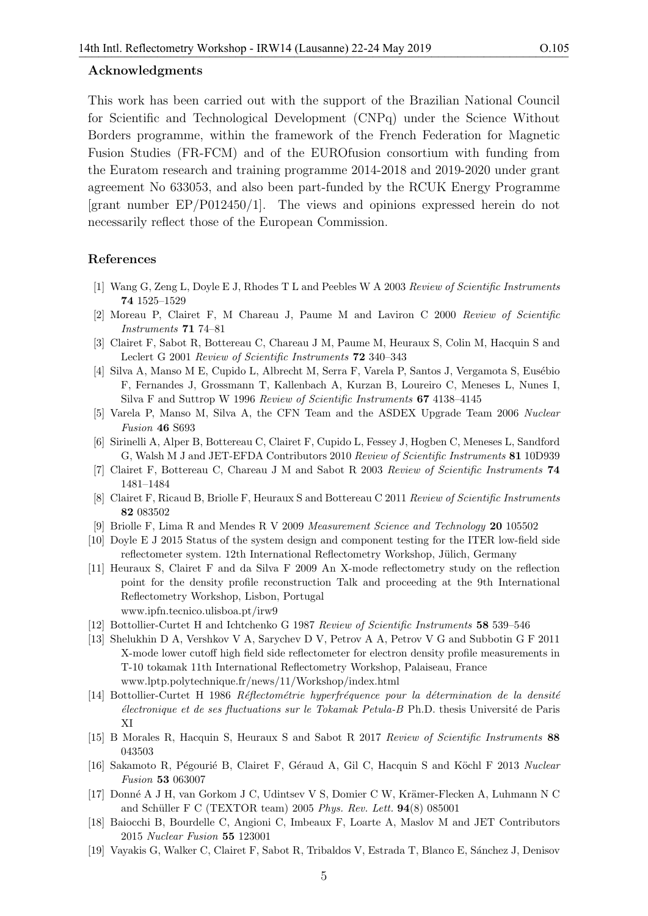### Acknowledgments

This work has been carried out with the support of the Brazilian National Council for Scientific and Technological Development (CNPq) under the Science Without Borders programme, within the framework of the French Federation for Magnetic Fusion Studies (FR-FCM) and of the EUROfusion consortium with funding from the Euratom research and training programme 2014-2018 and 2019-2020 under grant agreement No 633053, and also been part-funded by the RCUK Energy Programme [grant number EP/P012450/1]. The views and opinions expressed herein do not necessarily reflect those of the European Commission.

### References

[1] Wang G, Zeng L, Doyle E J, Rhodes T L and Peebles W A 2003 *Review of Scientific Instruments* **74** 1525–1529

[2] Moreau P, Clairet F, M Chareau J, Paume M and Laviron C 2000 *Review of Scientific Instruments* **71** 74–81

[3] Clairet F, Sabot R, Bottereau C, Chareau J M, Paume M, Heuraux S, Colin M, Hacquin S and Leclert G 2001 *Review of Scientific Instruments* **72** 340–343

[4] Silva A, Manso M E, Cupido L, Albrecht M, Serra F, Varela P, Santos J, Vergamota S, Eusébio F, Fernandes J, Grossmann T, Kallenbach A, Kurzan B, Loureiro C, Meneses L, Nunes I, Silva F and Suttrop W 1996 *Review of Scientific Instruments* **67** 4138–4145

[5] Varela P, Manso M, Silva A, the CFN Team and the ASDEX Upgrade Team 2006 *Nuclear Fusion* **46** S693

[6] Sirinelli A, Alper B, Bottereau C, Clairet F, Cupido L, Fessey J, Hogben C, Meneses L, Sandford G, Walsh M J and JET-EFDA Contributors 2010 *Review of Scientific Instruments* **81** 10D939

[7] Clairet F, Bottereau C, Chareau J M and Sabot R 2003 *Review of Scientific Instruments* **74** 1481–1484

[8] Clairet F, Ricaud B, Briolle F, Heuraux S and Bottereau C 2011 *Review of Scientific Instruments* **82** 083502

[9] Briolle F, Lima R and Mendes R V 2009 *Measurement Science and Technology* **20** 105502

[10] Doyle E J 2015 Status of the system design and component testing for the ITER low-field side reflectometer system. 12th International Reflectometry Workshop, Jülich, Germany

[11] Heuraux S, Clairet F and da Silva F 2009 An X-mode reflectometry study on the reflection point for the density profile reconstruction Talk and proceeding at the 9th International Reflectometry Workshop, Lisbon, Portugal www.ipfn.tecnico.ulisboa.pt/irw9

[12] Bottollier-Curtet H and Ichtchenko G 1987 *Review of Scientific Instruments* **58** 539–546

[13] Shelukhin D A, Vershkov V A, Sarychev D V, Petrov A A, Petrov V G and Subbotin G F 2011 X-mode lower cutoff high field side reflectometer for electron density profile measurements in T-10 tokamak 11th International Reflectometry Workshop, Palaiseau, France www.lptp.polytechnique.fr/news/11/Workshop/index.html

[14] Bottollier-Curtet H 1986 *Réflectométrie hyperfréquence pour la détermination de la densité électronique et de ses fluctuations sur le Tokamak Petula-B* Ph.D. thesis Université de Paris XI

[15] B Morales R, Hacquin S, Heuraux S and Sabot R 2017 *Review of Scientific Instruments* **88** 043503

[16] Sakamoto R, Pégourié B, Clairet F, Géraud A, Gil C, Hacquin S and Köchl F 2013 *Nuclear Fusion* **53** 063007

[17] Donné A J H, van Gorkom J C, Udintsev V S, Domier C W, Krämer-Flecken A, Luhmann N C and Schüller F C (TEXTOR team) 2005 *Phys. Rev. Lett.* **94**(8) 085001

[18] Baiocchi B, Bourdelle C, Angioni C, Imbeaux F, Loarte A, Maslov M and JET Contributors 2015 *Nuclear Fusion* **55** 123001

[19] Vayakis G, Walker C, Clairet F, Sabot R, Tribaldos V, Estrada T, Blanco E, Sánchez J, Denisov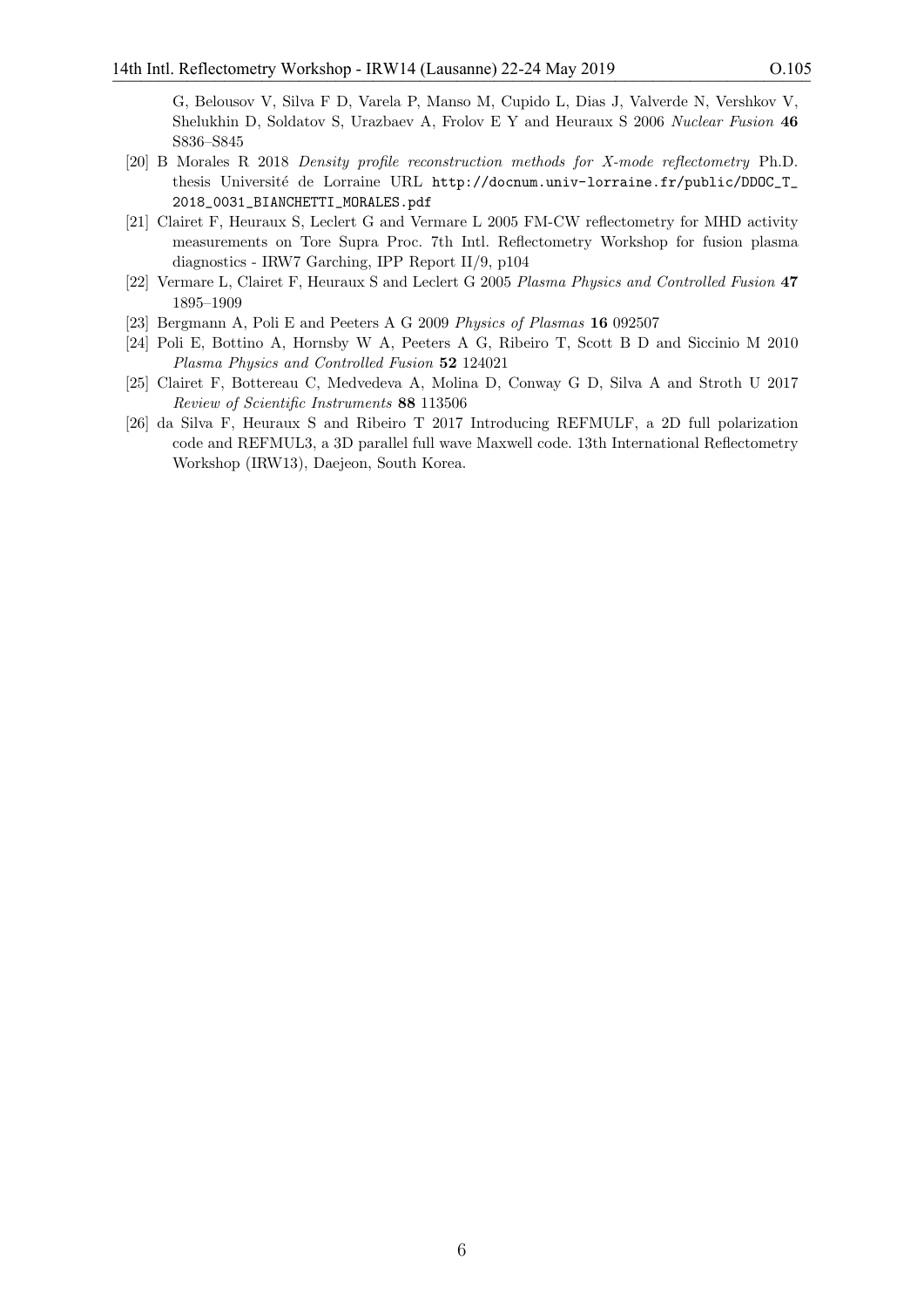G, Belousov V, Silva F D, Varela P, Manso M, Cupido L, Dias J, Valverde N, Vershkov V, Shelukhin D, Soldatov S, Urazbaev A, Frolov E Y and Heuraux S 2006 *Nuclear Fusion* **46** S836–S845

[20] B Morales R 2018 *Density profile reconstruction methods for X-mode reflectometry* Ph.D. thesis Université de Lorraine URL `http://docnum.univ-lorraine.fr/public/DDOC_T_2018_0031_BIANCHETTI_MORALES.pdf`

[21] Clairet F, Heuraux S, Leclert G and Vermare L 2005 FM-CW reflectometry for MHD activity measurements on Tore Supra Proc. 7th Intl. Reflectometry Workshop for fusion plasma diagnostics - IRW7 Garching, IPP Report II/9, p104

[22] Vermare L, Clairet F, Heuraux S and Leclert G 2005 *Plasma Physics and Controlled Fusion* **47** 1895–1909

[23] Bergmann A, Poli E and Peeters A G 2009 *Physics of Plasmas* **16** 092507

[24] Poli E, Bottino A, Hornsby W A, Peeters A G, Ribeiro T, Scott B D and Siccinio M 2010 *Plasma Physics and Controlled Fusion* **52** 124021

[25] Clairet F, Bottereau C, Medvedeva A, Molina D, Conway G D, Silva A and Stroth U 2017 *Review of Scientific Instruments* **88** 113506

[26] da Silva F, Heuraux S and Ribeiro T 2017 Introducing REFMULF, a 2D full polarization code and REFMUL3, a 3D parallel full wave Maxwell code. 13th International Reflectometry Workshop (IRW13), Daejeon, South Korea.